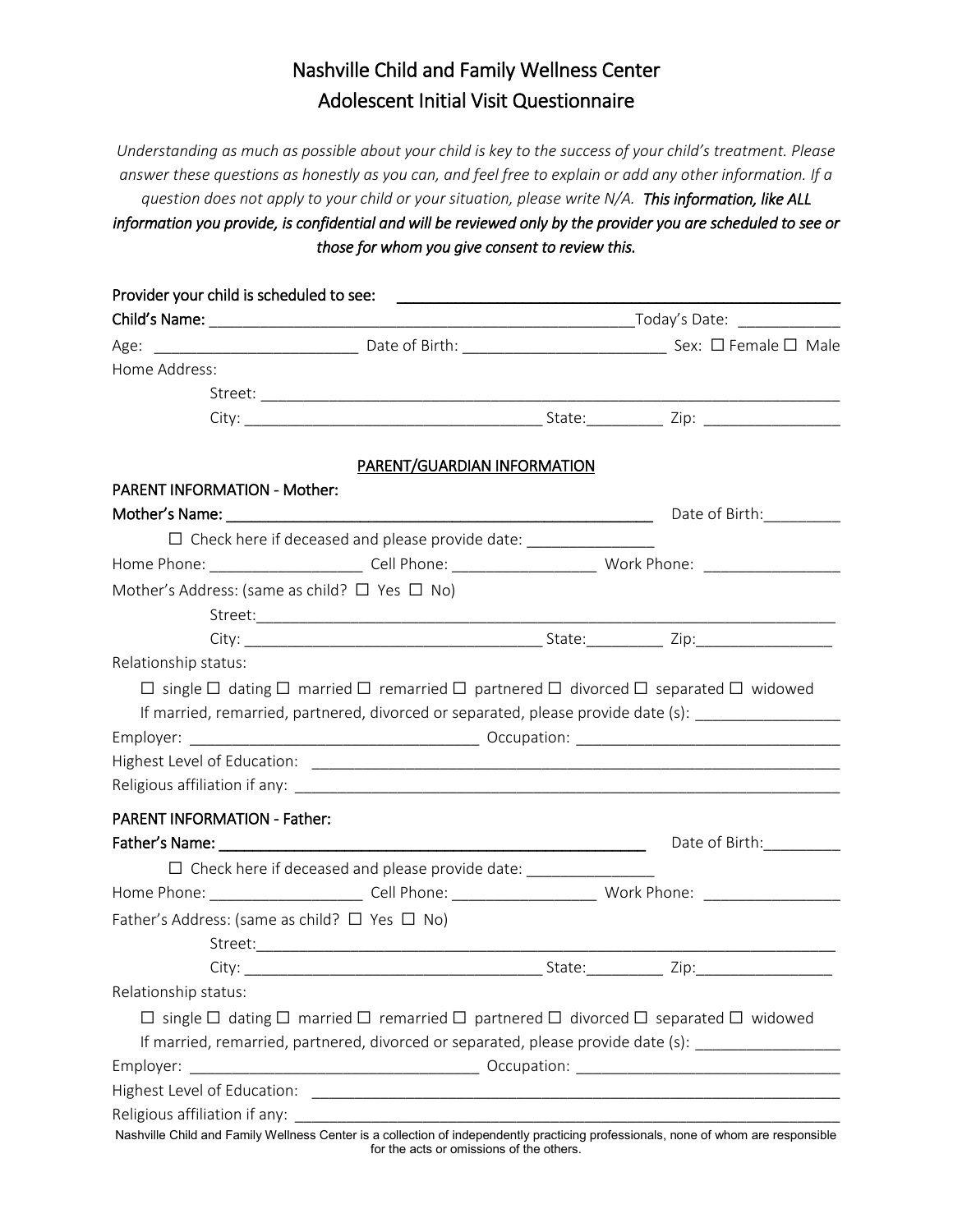# Nashville Child and Family Wellness Center
## Adolescent Initial Visit Questionnaire

*Understanding as much as possible about your child is key to the success of your child's treatment. Please answer these questions as honestly as you can, and feel free to explain or add any other information. If a question does not apply to your child or your situation, please write N/A.* ***This information, like ALL information you provide, is confidential and will be reviewed only by the provider you are scheduled to see or those for whom you give consent to review this.***

**Provider your child is scheduled to see:** ______________________________

**Child's Name:** ______________________________ Today's Date: ____________

Age: ________________________ Date of Birth: ________________________ Sex: ☐ Female ☐ Male

Home Address:

Street: ______________________________________________________________________

City: ___________________________________ State:_________ Zip: ________________

PARENT/GUARDIAN INFORMATION

**PARENT INFORMATION - Mother:**

**Mother's Name:** ______________________________ Date of Birth:_________

☐ Check here if deceased and please provide date: _______________

Home Phone: __________________ Cell Phone: _________________ Work Phone: ________________

Mother's Address: (same as child? ☐ Yes ☐ No)

Street:______________________________________________________________________

City: ___________________________________ State:_________ Zip:________________

Relationship status:

☐ single ☐ dating ☐ married ☐ remarried ☐ partnered ☐ divorced ☐ separated ☐ widowed

If married, remarried, partnered, divorced or separated, please provide date (s): ________________

Employer: __________________________________ Occupation: ______________________________

Highest Level of Education: ______________________________________________________________

Religious affiliation if any: _______________________________________________________________

**PARENT INFORMATION - Father:**

**Father's Name:** ______________________________ Date of Birth:_________

☐ Check here if deceased and please provide date: _______________

Home Phone: __________________ Cell Phone: _________________ Work Phone: ________________

Father's Address: (same as child? ☐ Yes ☐ No)

Street:______________________________________________________________________

City: ___________________________________ State:_________ Zip:________________

Relationship status:

☐ single ☐ dating ☐ married ☐ remarried ☐ partnered ☐ divorced ☐ separated ☐ widowed

If married, remarried, partnered, divorced or separated, please provide date (s): ________________

Employer: __________________________________ Occupation: ______________________________

Highest Level of Education: ______________________________________________________________

Religious affiliation if any: _______________________________________________________________

Nashville Child and Family Wellness Center is a collection of independently practicing professionals, none of whom are responsible for the acts or omissions of the others.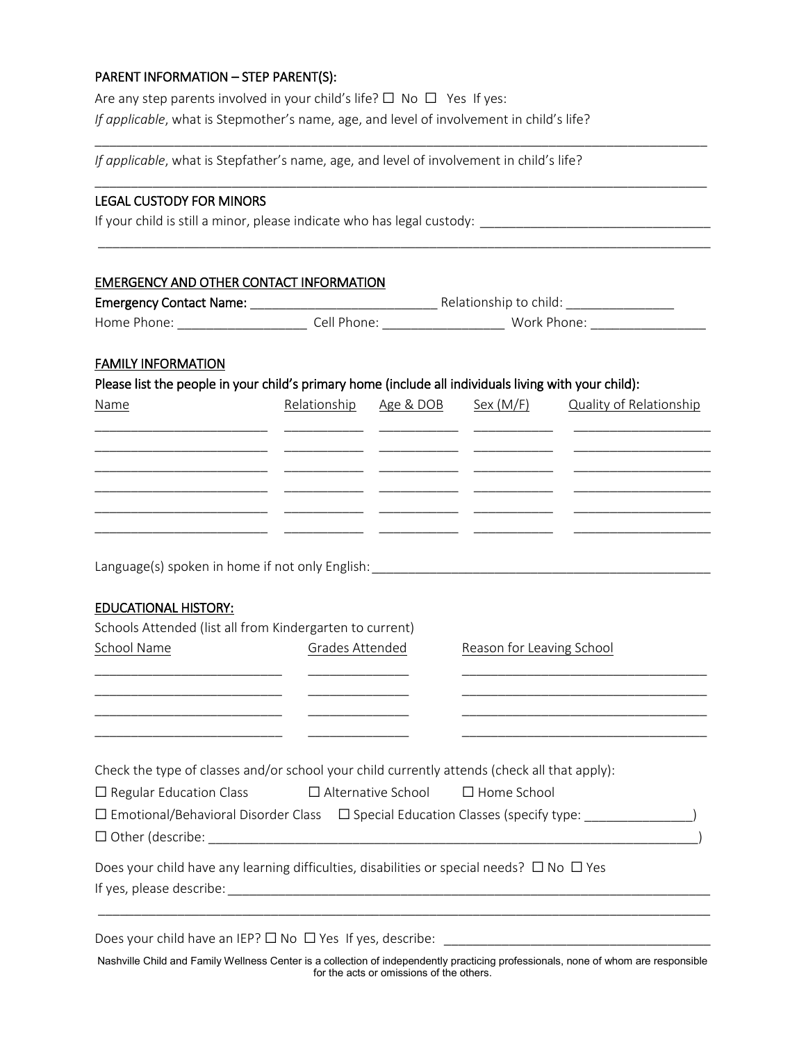PARENT INFORMATION – STEP PARENT(S):

Are any step parents involved in your child's life? ☐ No ☐ Yes If yes:

*If applicable*, what is Stepmother's name, age, and level of involvement in child's life?

___________________________________________________________________________________

*If applicable*, what is Stepfather's name, age, and level of involvement in child's life?

___________________________________________________________________________________

LEGAL CUSTODY FOR MINORS

If your child is still a minor, please indicate who has legal custody: ______________________________

___________________________________________________________________________________

EMERGENCY AND OTHER CONTACT INFORMATION

**Emergency Contact Name:** _________________________ Relationship to child: ______________

Home Phone: _________________ Cell Phone: ________________ Work Phone: _______________

FAMILY INFORMATION

**Please list the people in your child's primary home (include all individuals living with your child):**

| Name | Relationship | Age & DOB | Sex (M/F) | Quality of Relationship |
| --- | --- | --- | --- | --- |
| | | | | |
| | | | | |
| | | | | |
| | | | | |
| | | | | |
| | | | | |

Language(s) spoken in home if not only English: _____________________________________________

EDUCATIONAL HISTORY:

Schools Attended (list all from Kindergarten to current)

| School Name | Grades Attended | Reason for Leaving School |
| --- | --- | --- |
| | | |
| | | |
| | | |
| | | |

Check the type of classes and/or school your child currently attends (check all that apply):

☐ Regular Education Class ☐ Alternative School ☐ Home School

☐ Emotional/Behavioral Disorder Class ☐ Special Education Classes (specify type: _______________)

☐ Other (describe: ____________________________________________________________________)

Does your child have any learning difficulties, disabilities or special needs? ☐ No ☐ Yes

If yes, please describe: _________________________________________________________________

___________________________________________________________________________________

Does your child have an IEP? ☐ No ☐ Yes If yes, describe: ___________________________________

Nashville Child and Family Wellness Center is a collection of independently practicing professionals, none of whom are responsible for the acts or omissions of the others.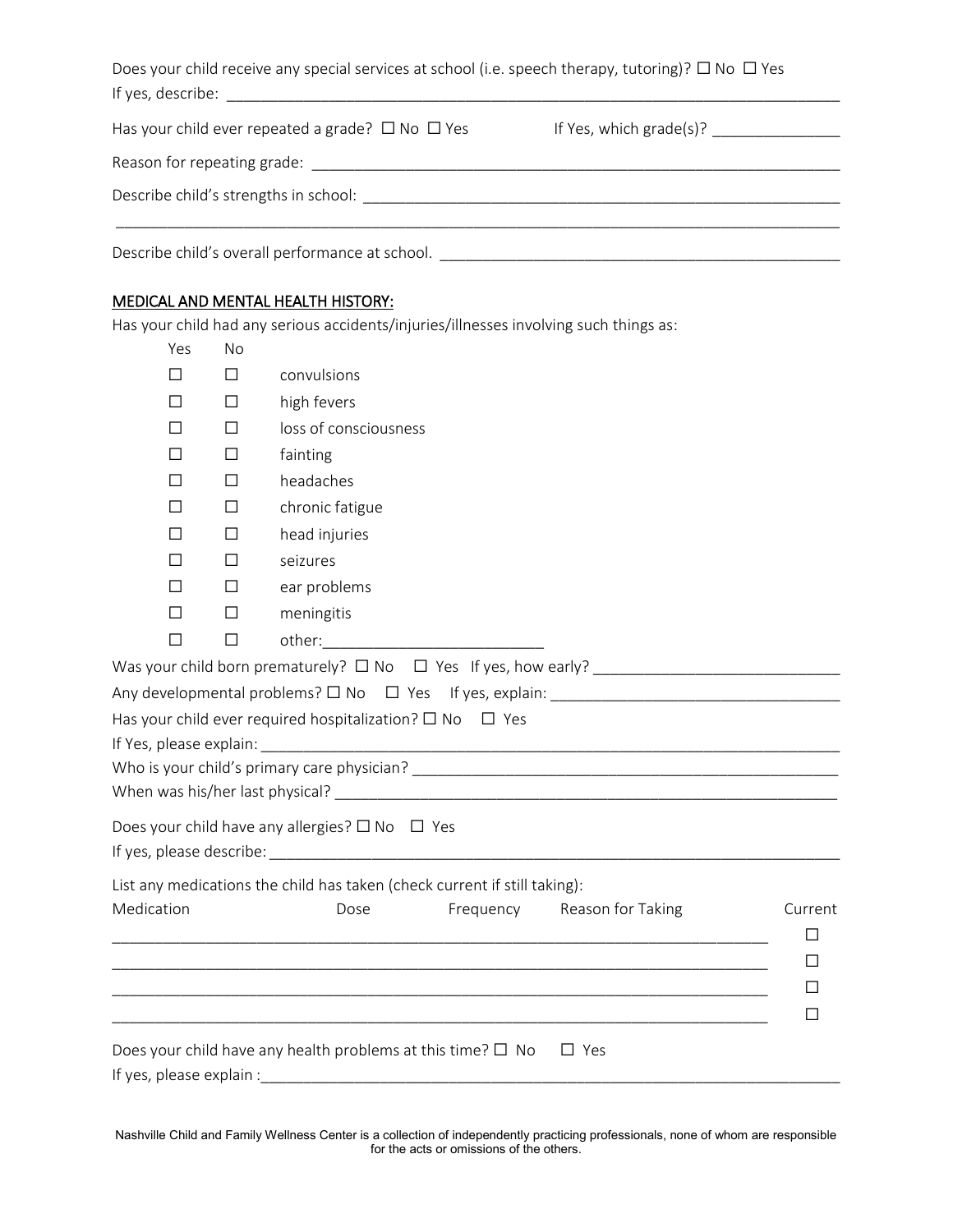Does your child receive any special services at school (i.e. speech therapy, tutoring)? ☐ No ☐ Yes
If yes, describe: ___________________________________________________________________________

Has your child ever repeated a grade? ☐ No ☐ Yes If Yes, which grade(s)? _______________

Reason for repeating grade: ____________________________________________________________

Describe child's strengths in school: _______________________________________________________

______________________________________________________________________________________

Describe child's overall performance at school. _______________________________________________

## MEDICAL AND MENTAL HEALTH HISTORY:

Has your child had any serious accidents/injuries/illnesses involving such things as:

| Yes | No | |
|---|---|---|
| ☐ | ☐ | convulsions |
| ☐ | ☐ | high fevers |
| ☐ | ☐ | loss of consciousness |
| ☐ | ☐ | fainting |
| ☐ | ☐ | headaches |
| ☐ | ☐ | chronic fatigue |
| ☐ | ☐ | head injuries |
| ☐ | ☐ | seizures |
| ☐ | ☐ | ear problems |
| ☐ | ☐ | meningitis |
| ☐ | ☐ | other:_________________________ |

Was your child born prematurely? ☐ No ☐ Yes If yes, how early? ____________________________

Any developmental problems? ☐ No ☐ Yes If yes, explain: _________________________________

Has your child ever required hospitalization? ☐ No ☐ Yes

If Yes, please explain: ________________________________________________________________

Who is your child's primary care physician? _______________________________________________

When was his/her last physical? __________________________________________________________

Does your child have any allergies? ☐ No ☐ Yes

If yes, please describe: _______________________________________________________________

List any medications the child has taken (check current if still taking):

| Medication | Dose | Frequency | Reason for Taking | Current |
|---|---|---|---|---|
| | | | | ☐ |
| | | | | ☐ |
| | | | | ☐ |
| | | | | ☐ |

Does your child have any health problems at this time? ☐ No ☐ Yes

If yes, please explain :________________________________________________________________

Nashville Child and Family Wellness Center is a collection of independently practicing professionals, none of whom are responsible for the acts or omissions of the others.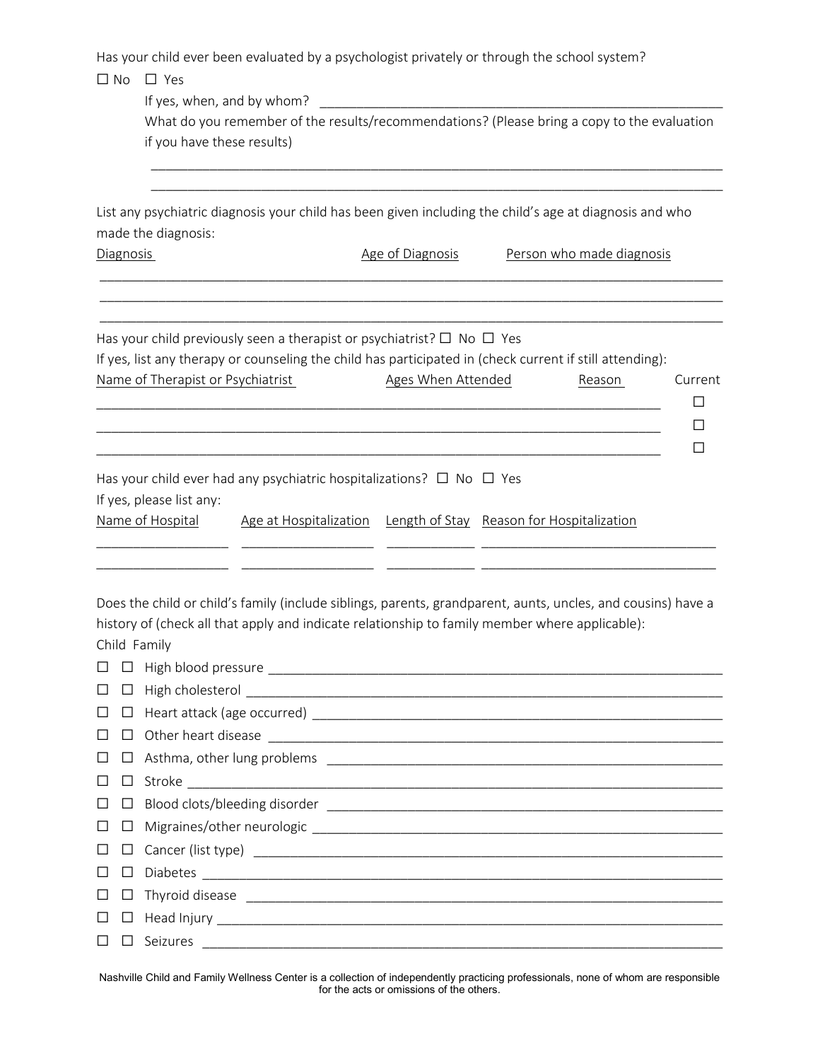Has your child ever been evaluated by a psychologist privately or through the school system?

☐ No ☐ Yes

If yes, when, and by whom? ______________________________________________________

What do you remember of the results/recommendations? (Please bring a copy to the evaluation if you have these results)

______________________________________________________________________________

______________________________________________________________________________

List any psychiatric diagnosis your child has been given including the child's age at diagnosis and who made the diagnosis:

| Diagnosis | Age of Diagnosis | Person who made diagnosis |
|---|---|---|
| | | |
| | | |
| | | |

Has your child previously seen a therapist or psychiatrist? ☐ No ☐ Yes

If yes, list any therapy or counseling the child has participated in (check current if still attending):

| Name of Therapist or Psychiatrist | Ages When Attended | Reason | Current |
|---|---|---|---|
| | | | ☐ |
| | | | ☐ |
| | | | ☐ |

Has your child ever had any psychiatric hospitalizations? ☐ No ☐ Yes

If yes, please list any:

| Name of Hospital | Age at Hospitalization | Length of Stay | Reason for Hospitalization |
|---|---|---|---|
| | | | |
| | | | |

Does the child or child's family (include siblings, parents, grandparent, aunts, uncles, and cousins) have a history of (check all that apply and indicate relationship to family member where applicable):

| Child | Family | |
|---|---|---|
| ☐ | ☐ | High blood pressure ______________________ |
| ☐ | ☐ | High cholesterol ______________________ |
| ☐ | ☐ | Heart attack (age occurred) ______________________ |
| ☐ | ☐ | Other heart disease ______________________ |
| ☐ | ☐ | Asthma, other lung problems ______________________ |
| ☐ | ☐ | Stroke ______________________ |
| ☐ | ☐ | Blood clots/bleeding disorder ______________________ |
| ☐ | ☐ | Migraines/other neurologic ______________________ |
| ☐ | ☐ | Cancer (list type) ______________________ |
| ☐ | ☐ | Diabetes ______________________ |
| ☐ | ☐ | Thyroid disease ______________________ |
| ☐ | ☐ | Head Injury ______________________ |
| ☐ | ☐ | Seizures ______________________ |

Nashville Child and Family Wellness Center is a collection of independently practicing professionals, none of whom are responsible for the acts or omissions of the others.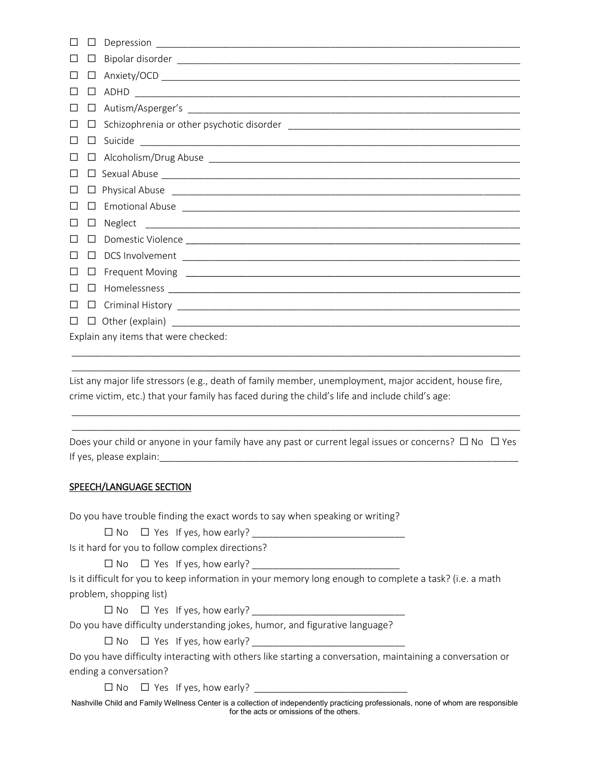☐ ☐ Depression ______________________________________________________________________

☐ ☐ Bipolar disorder _________________________________________________________________

☐ ☐ Anxiety/OCD ____________________________________________________________________

☐ ☐ ADHD _________________________________________________________________________

☐ ☐ Autism/Asperger's _______________________________________________________________

☐ ☐ Schizophrenia or other psychotic disorder ___________________________________________

☐ ☐ Suicide ________________________________________________________________________

☐ ☐ Alcoholism/Drug Abuse ___________________________________________________________

☐ ☐ Sexual Abuse ___________________________________________________________________

☐ ☐ Physical Abuse __________________________________________________________________

☐ ☐ Emotional Abuse ________________________________________________________________

☐ ☐ Neglect _______________________________________________________________________

☐ ☐ Domestic Violence ________________________________________________________________

☐ ☐ DCS Involvement _________________________________________________________________

☐ ☐ Frequent Moving _________________________________________________________________

☐ ☐ Homelessness ___________________________________________________________________

☐ ☐ Criminal History _________________________________________________________________

☐ ☐ Other (explain) __________________________________________________________________

Explain any items that were checked:

_____________________________________________________________________________________

_____________________________________________________________________________________

List any major life stressors (e.g., death of family member, unemployment, major accident, house fire, crime victim, etc.) that your family has faced during the child's life and include child's age:

_____________________________________________________________________________________

_____________________________________________________________________________________

Does your child or anyone in your family have any past or current legal issues or concerns? ☐ No ☐ Yes

If yes, please explain:_______________________________________________________________________

## SPEECH/LANGUAGE SECTION

Do you have trouble finding the exact words to say when speaking or writing?

☐ No ☐ Yes If yes, how early? ____________________________

Is it hard for you to follow complex directions?

☐ No ☐ Yes If yes, how early? ____________________________

Is it difficult for you to keep information in your memory long enough to complete a task? (i.e. a math problem, shopping list)

☐ No ☐ Yes If yes, how early? ____________________________

Do you have difficulty understanding jokes, humor, and figurative language?

☐ No ☐ Yes If yes, how early? ____________________________

Do you have difficulty interacting with others like starting a conversation, maintaining a conversation or ending a conversation?

☐ No ☐ Yes If yes, how early? ____________________________

Nashville Child and Family Wellness Center is a collection of independently practicing professionals, none of whom are responsible for the acts or omissions of the others.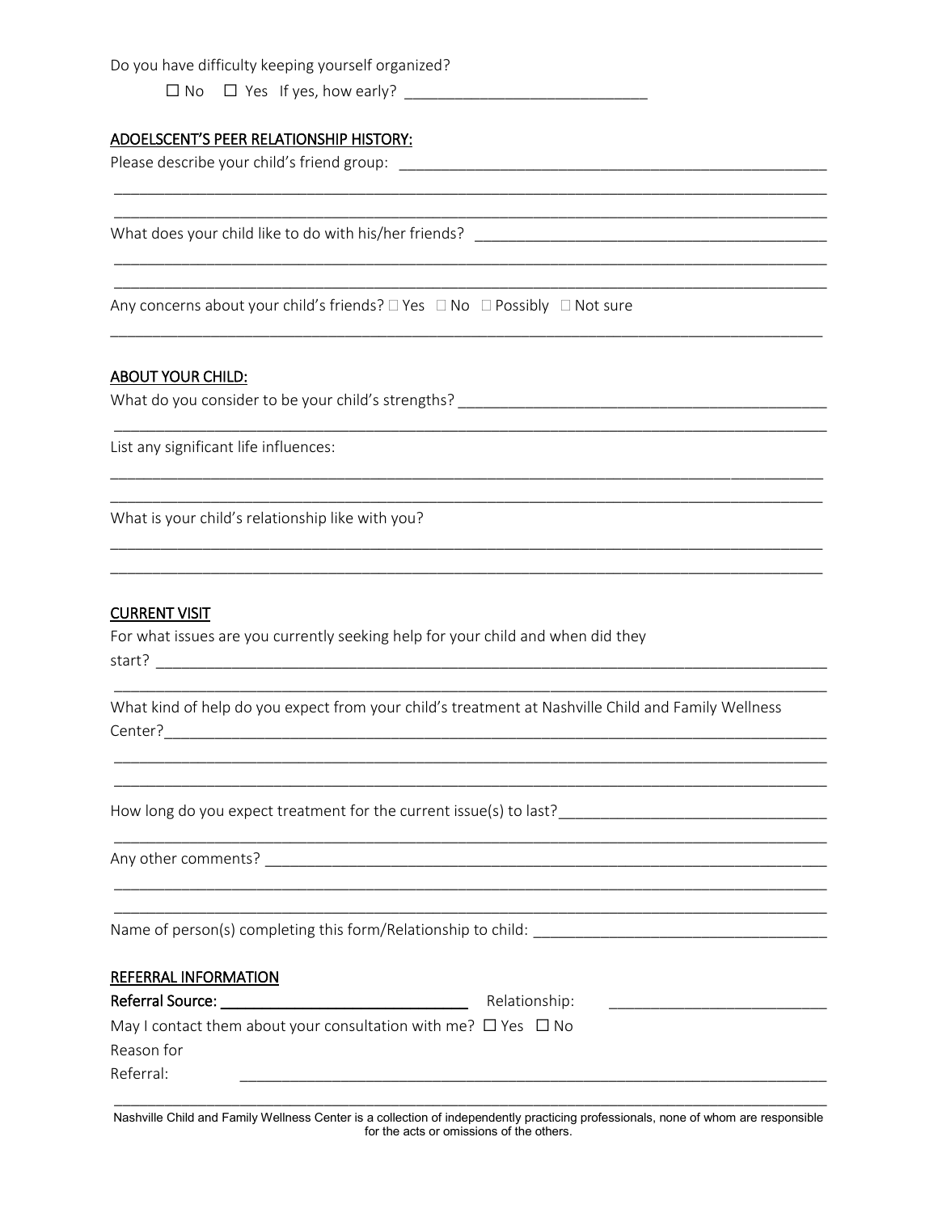Do you have difficulty keeping yourself organized?

☐ No ☐ Yes If yes, how early? ____________________________

ADOELSCENT'S PEER RELATIONSHIP HISTORY:

Please describe your child's friend group: ____________________________________________________

_____________________________________________________________________________________

_____________________________________________________________________________________

What does your child like to do with his/her friends? __________________________________________

_____________________________________________________________________________________

_____________________________________________________________________________________

Any concerns about your child's friends? ☐ Yes ☐ No ☐ Possibly ☐ Not sure

_____________________________________________________________________________________

ABOUT YOUR CHILD:

What do you consider to be your child's strengths? ____________________________________________

_____________________________________________________________________________________

List any significant life influences:

_____________________________________________________________________________________

_____________________________________________________________________________________

What is your child's relationship like with you?

_____________________________________________________________________________________

_____________________________________________________________________________________

CURRENT VISIT

For what issues are you currently seeking help for your child and when did they start? ___________________________________________________________________________

_____________________________________________________________________________________

What kind of help do you expect from your child's treatment at Nashville Child and Family Wellness Center?_______________________________________________________________________________

_____________________________________________________________________________________

_____________________________________________________________________________________

How long do you expect treatment for the current issue(s) to last?________________________________

_____________________________________________________________________________________

Any other comments? ___________________________________________________________________

_____________________________________________________________________________________

_____________________________________________________________________________________

Name of person(s) completing this form/Relationship to child: __________________________________

REFERRAL INFORMATION

**Referral Source:** ______________________________ Relationship: _________________________

May I contact them about your consultation with me? ☐ Yes ☐ No

Reason for Referral: ____________________________________________________________________

Nashville Child and Family Wellness Center is a collection of independently practicing professionals, none of whom are responsible for the acts or omissions of the others.